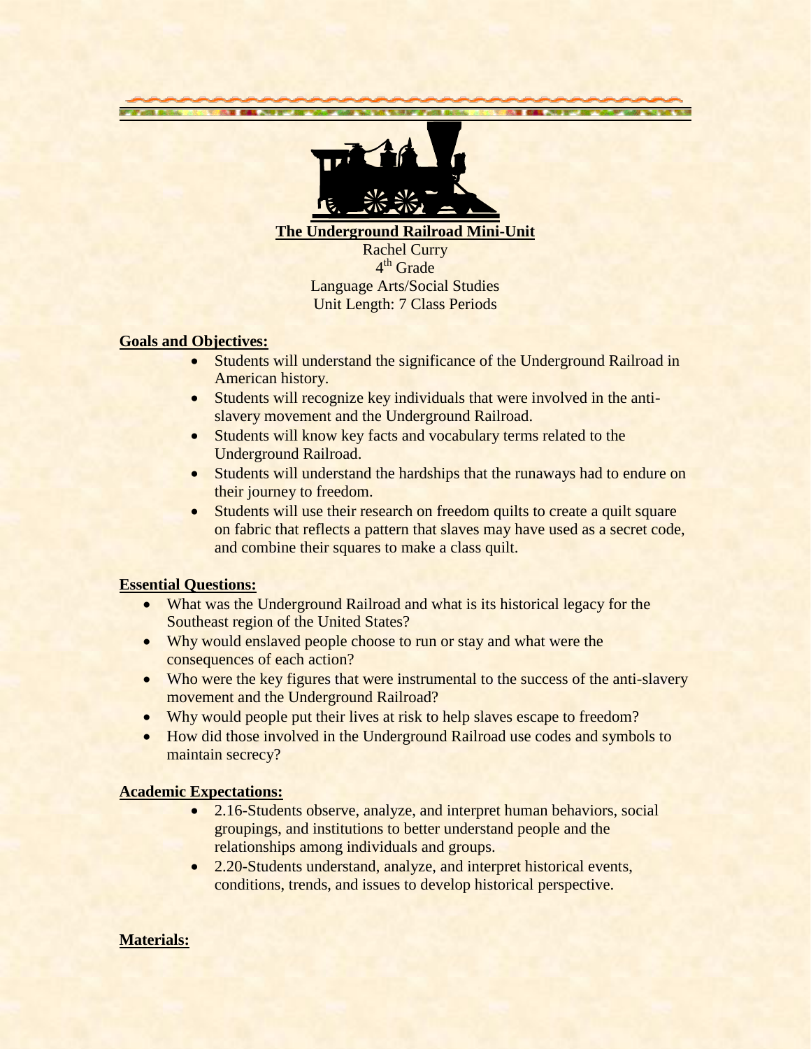# The Underground Railroad Mini-Unit

Rachel Curry
4th Grade
Language Arts/Social Studies
Unit Length: 7 Class Periods

## Goals and Objectives:

- Students will understand the significance of the Underground Railroad in American history.
- Students will recognize key individuals that were involved in the anti-slavery movement and the Underground Railroad.
- Students will know key facts and vocabulary terms related to the Underground Railroad.
- Students will understand the hardships that the runaways had to endure on their journey to freedom.
- Students will use their research on freedom quilts to create a quilt square on fabric that reflects a pattern that slaves may have used as a secret code, and combine their squares to make a class quilt.

## Essential Questions:

- What was the Underground Railroad and what is its historical legacy for the Southeast region of the United States?
- Why would enslaved people choose to run or stay and what were the consequences of each action?
- Who were the key figures that were instrumental to the success of the anti-slavery movement and the Underground Railroad?
- Why would people put their lives at risk to help slaves escape to freedom?
- How did those involved in the Underground Railroad use codes and symbols to maintain secrecy?

## Academic Expectations:

- 2.16-Students observe, analyze, and interpret human behaviors, social groupings, and institutions to better understand people and the relationships among individuals and groups.
- 2.20-Students understand, analyze, and interpret historical events, conditions, trends, and issues to develop historical perspective.

## Materials: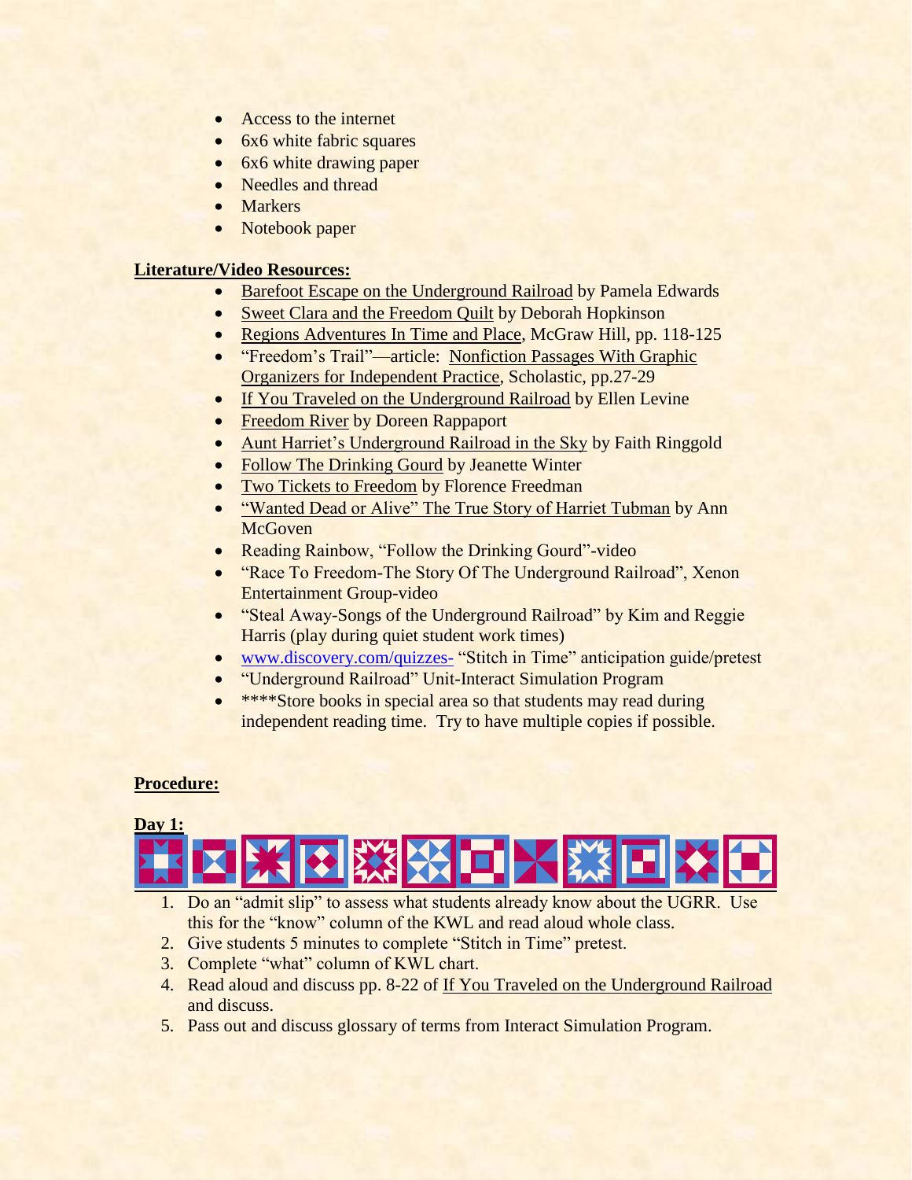- Access to the internet
- 6x6 white fabric squares
- 6x6 white drawing paper
- Needles and thread
- Markers
- Notebook paper

**Literature/Video Resources:**

- Barefoot Escape on the Underground Railroad by Pamela Edwards
- Sweet Clara and the Freedom Quilt by Deborah Hopkinson
- Regions Adventures In Time and Place, McGraw Hill, pp. 118-125
- "Freedom's Trail"—article: Nonfiction Passages With Graphic Organizers for Independent Practice, Scholastic, pp.27-29
- If You Traveled on the Underground Railroad by Ellen Levine
- Freedom River by Doreen Rappaport
- Aunt Harriet's Underground Railroad in the Sky by Faith Ringgold
- Follow The Drinking Gourd by Jeanette Winter
- Two Tickets to Freedom by Florence Freedman
- "Wanted Dead or Alive" The True Story of Harriet Tubman by Ann McGoven
- Reading Rainbow, "Follow the Drinking Gourd"-video
- "Race To Freedom-The Story Of The Underground Railroad", Xenon Entertainment Group-video
- "Steal Away-Songs of the Underground Railroad" by Kim and Reggie Harris (play during quiet student work times)
- www.discovery.com/quizzes- "Stitch in Time" anticipation guide/pretest
- "Underground Railroad" Unit-Interact Simulation Program
- ****Store books in special area so that students may read during independent reading time. Try to have multiple copies if possible.

**Procedure:**

**Day 1:**

1. Do an "admit slip" to assess what students already know about the UGRR. Use this for the "know" column of the KWL and read aloud whole class.
2. Give students 5 minutes to complete "Stitch in Time" pretest.
3. Complete "what" column of KWL chart.
4. Read aloud and discuss pp. 8-22 of If You Traveled on the Underground Railroad and discuss.
5. Pass out and discuss glossary of terms from Interact Simulation Program.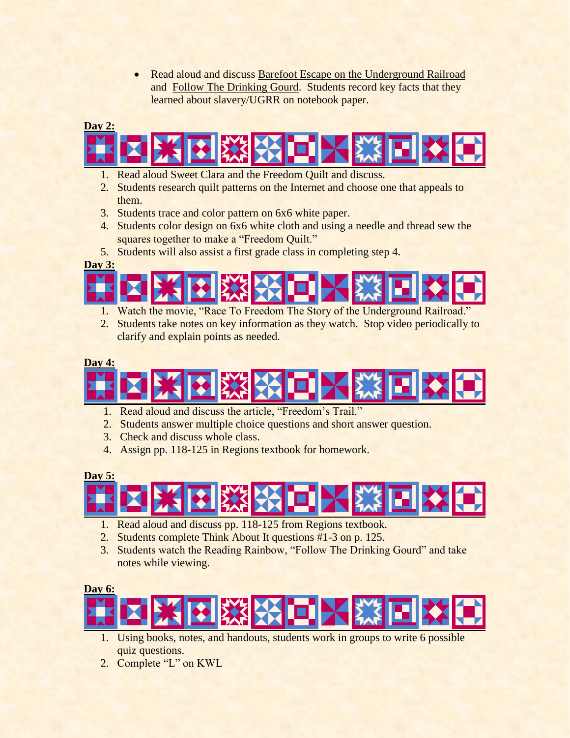- Read aloud and discuss Barefoot Escape on the Underground Railroad and Follow The Drinking Gourd. Students record key facts that they learned about slavery/UGRR on notebook paper.

**Day 2:**

1. Read aloud Sweet Clara and the Freedom Quilt and discuss.
2. Students research quilt patterns on the Internet and choose one that appeals to them.
3. Students trace and color pattern on 6x6 white paper.
4. Students color design on 6x6 white cloth and using a needle and thread sew the squares together to make a "Freedom Quilt."
5. Students will also assist a first grade class in completing step 4.

**Day 3:**

1. Watch the movie, "Race To Freedom The Story of the Underground Railroad."
2. Students take notes on key information as they watch. Stop video periodically to clarify and explain points as needed.

**Day 4:**

1. Read aloud and discuss the article, "Freedom's Trail."
2. Students answer multiple choice questions and short answer question.
3. Check and discuss whole class.
4. Assign pp. 118-125 in Regions textbook for homework.

**Day 5:**

1. Read aloud and discuss pp. 118-125 from Regions textbook.
2. Students complete Think About It questions #1-3 on p. 125.
3. Students watch the Reading Rainbow, "Follow The Drinking Gourd" and take notes while viewing.

**Day 6:**

1. Using books, notes, and handouts, students work in groups to write 6 possible quiz questions.
2. Complete "L" on KWL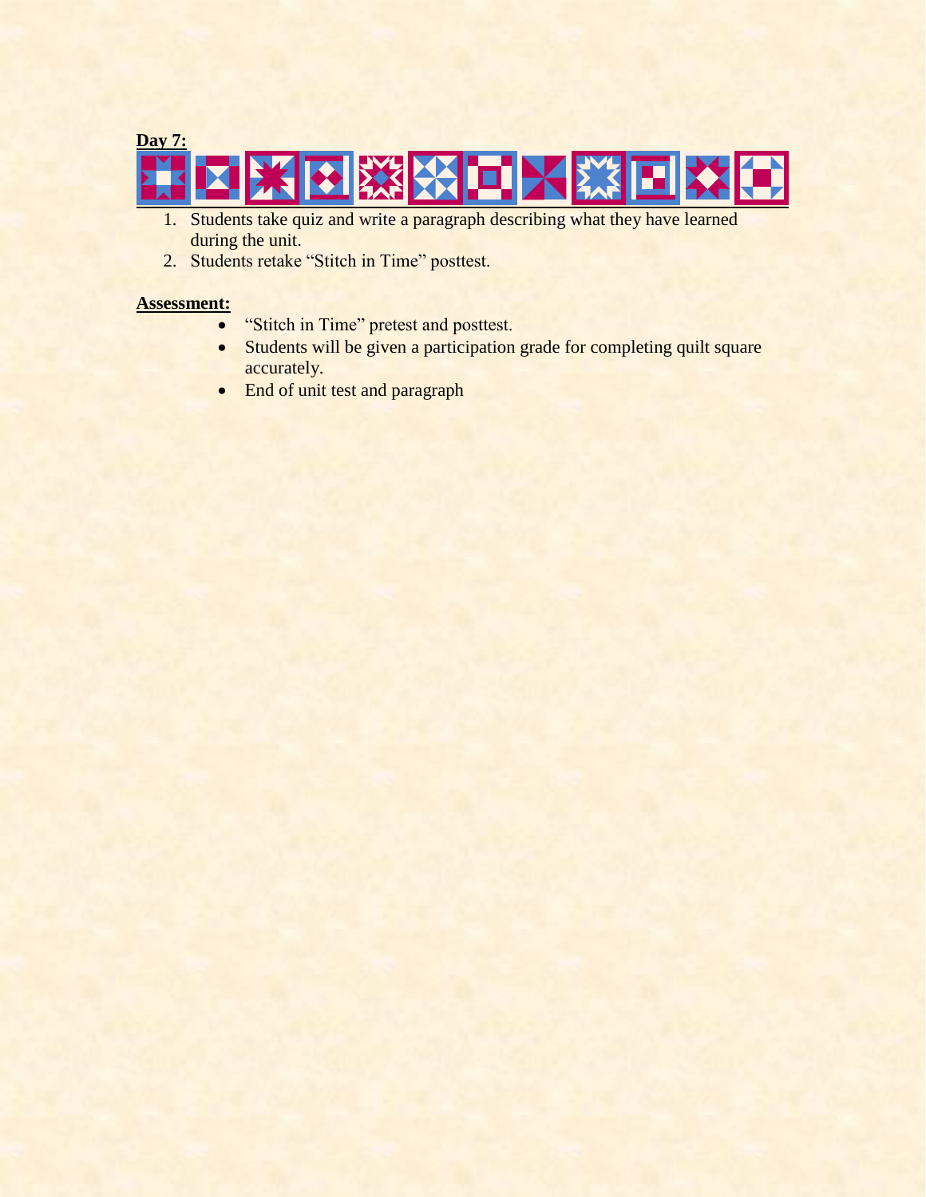**Day 7:**

1. Students take quiz and write a paragraph describing what they have learned during the unit.
2. Students retake "Stitch in Time" posttest.

**Assessment:**

- "Stitch in Time" pretest and posttest.
- Students will be given a participation grade for completing quilt square accurately.
- End of unit test and paragraph